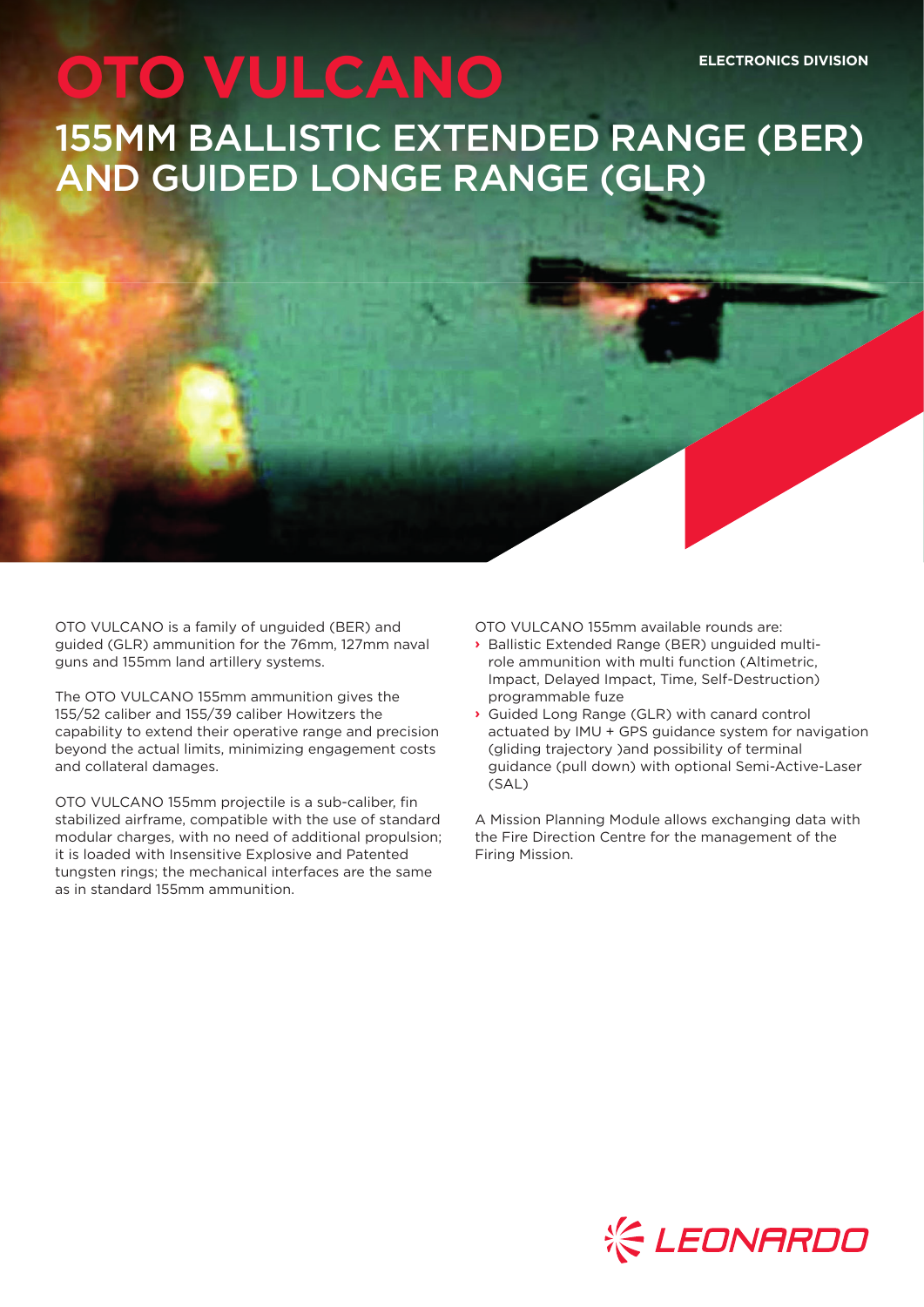ELECTRONICS DIVISION

# OTO VULCANO

## 155MM BALLISTIC EXTENDED RANGE (BER) AND GUIDED LONGE RANGE (GLR)

OTO VULCANO is a family of unguided (BER) and guided (GLR) ammunition for the 76mm, 127mm naval guns and 155mm land artillery systems.

The OTO VULCANO 155mm ammunition gives the 155/52 caliber and 155/39 caliber Howitzers the capability to extend their operative range and precision beyond the actual limits, minimizing engagement costs and collateral damages.

OTO VULCANO 155mm projectile is a sub-caliber, fin stabilized airframe, compatible with the use of standard modular charges, with no need of additional propulsion; it is loaded with Insensitive Explosive and Patented tungsten rings; the mechanical interfaces are the same as in standard 155mm ammunition.

OTO VULCANO 155mm available rounds are:

- Ballistic Extended Range (BER) unguided multi-role ammunition with multi function (Altimetric, Impact, Delayed Impact, Time, Self-Destruction) programmable fuze
- Guided Long Range (GLR) with canard control actuated by IMU + GPS guidance system for navigation (gliding trajectory )and possibility of terminal guidance (pull down) with optional Semi-Active-Laser (SAL)

A Mission Planning Module allows exchanging data with the Fire Direction Centre for the management of the Firing Mission.

LEONARDO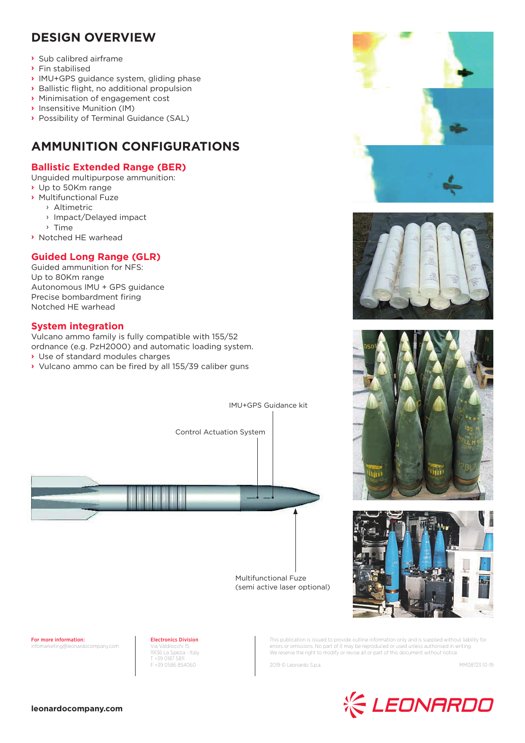## DESIGN OVERVIEW

- Sub calibred airframe
- Fin stabilised
- IMU+GPS guidance system, gliding phase
- Ballistic flight, no additional propulsion
- Minimisation of engagement cost
- Insensitive Munition (IM)
- Possibility of Terminal Guidance (SAL)

## AMMUNITION CONFIGURATIONS

### Ballistic Extended Range (BER)

Unguided multipurpose ammunition:

- Up to 50Km range
- Multifunctional Fuze
  - Altimetric
  - Impact/Delayed impact
  - Time
- Notched HE warhead

### Guided Long Range (GLR)

Guided ammunition for NFS:
Up to 80Km range
Autonomous IMU + GPS guidance
Precise bombardment firing
Notched HE warhead

### System integration

Vulcano ammo family is fully compatible with 155/52 ordnance (e.g. PzH2000) and automatic loading system.

- Use of standard modules charges
- Vulcano ammo can be fired by all 155/39 caliber guns

IMU+GPS Guidance kit

Control Actuation System

Multifunctional Fuze
(semi active laser optional)

**For more information:**
infomarketing@leonardocompany.com

**Electronics Division**
Via Valdilocchi 15
19136 La Spezia - Italy
T +39 0187 5811
F +39 0586 854060

This publication is issued to provide outline information only and is supplied without liability for errors or omissions. No part of it may be reproduced or used unless authorised in writing. We reserve the right to modify or revise all or part of this document without notice.

2019 © Leonardo S.p.a.

MM08723 10-19

**leonardocompany.com**

LEONARDO